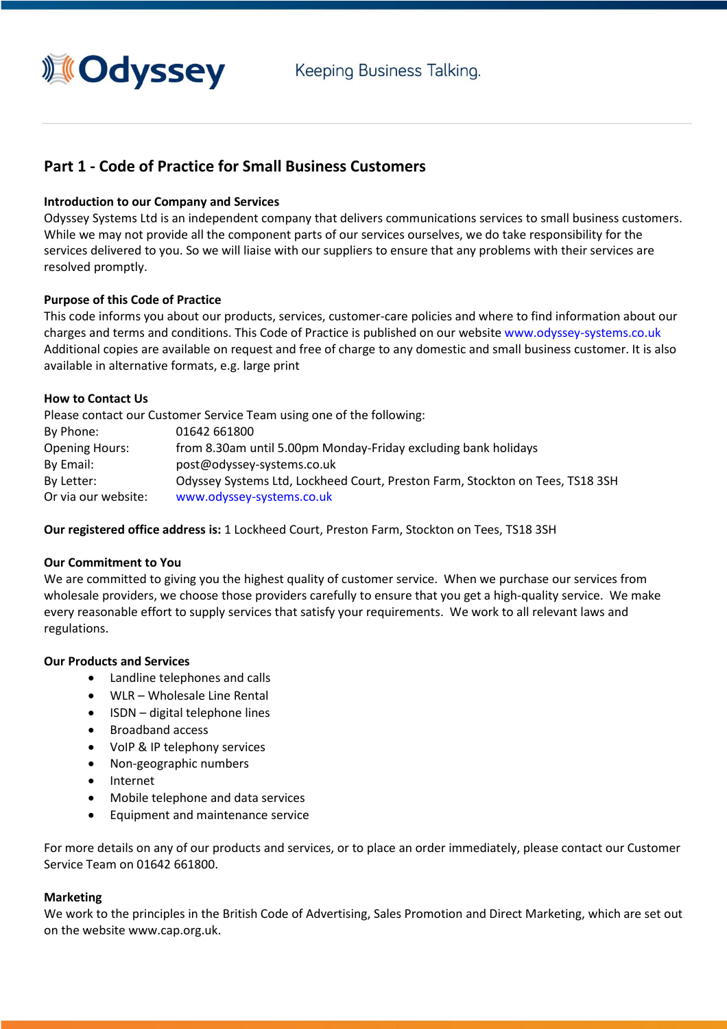# Part 1 - Code of Practice for Small Business Customers

**Introduction to our Company and Services**

Odyssey Systems Ltd is an independent company that delivers communications services to small business customers. While we may not provide all the component parts of our services ourselves, we do take responsibility for the services delivered to you. So we will liaise with our suppliers to ensure that any problems with their services are resolved promptly.

**Purpose of this Code of Practice**

This code informs you about our products, services, customer-care policies and where to find information about our charges and terms and conditions. This Code of Practice is published on our website www.odyssey-systems.co.uk Additional copies are available on request and free of charge to any domestic and small business customer. It is also available in alternative formats, e.g. large print

**How to Contact Us**

Please contact our Customer Service Team using one of the following:

| | |
|---|---|
| By Phone: | 01642 661800 |
| Opening Hours: | from 8.30am until 5.00pm Monday-Friday excluding bank holidays |
| By Email: | post@odyssey-systems.co.uk |
| By Letter: | Odyssey Systems Ltd, Lockheed Court, Preston Farm, Stockton on Tees, TS18 3SH |
| Or via our website: | www.odyssey-systems.co.uk |

**Our registered office address is:** 1 Lockheed Court, Preston Farm, Stockton on Tees, TS18 3SH

**Our Commitment to You**

We are committed to giving you the highest quality of customer service. When we purchase our services from wholesale providers, we choose those providers carefully to ensure that you get a high-quality service. We make every reasonable effort to supply services that satisfy your requirements. We work to all relevant laws and regulations.

**Our Products and Services**

- Landline telephones and calls
- WLR – Wholesale Line Rental
- ISDN – digital telephone lines
- Broadband access
- VoIP & IP telephony services
- Non-geographic numbers
- Internet
- Mobile telephone and data services
- Equipment and maintenance service

For more details on any of our products and services, or to place an order immediately, please contact our Customer Service Team on 01642 661800.

**Marketing**

We work to the principles in the British Code of Advertising, Sales Promotion and Direct Marketing, which are set out on the website www.cap.org.uk.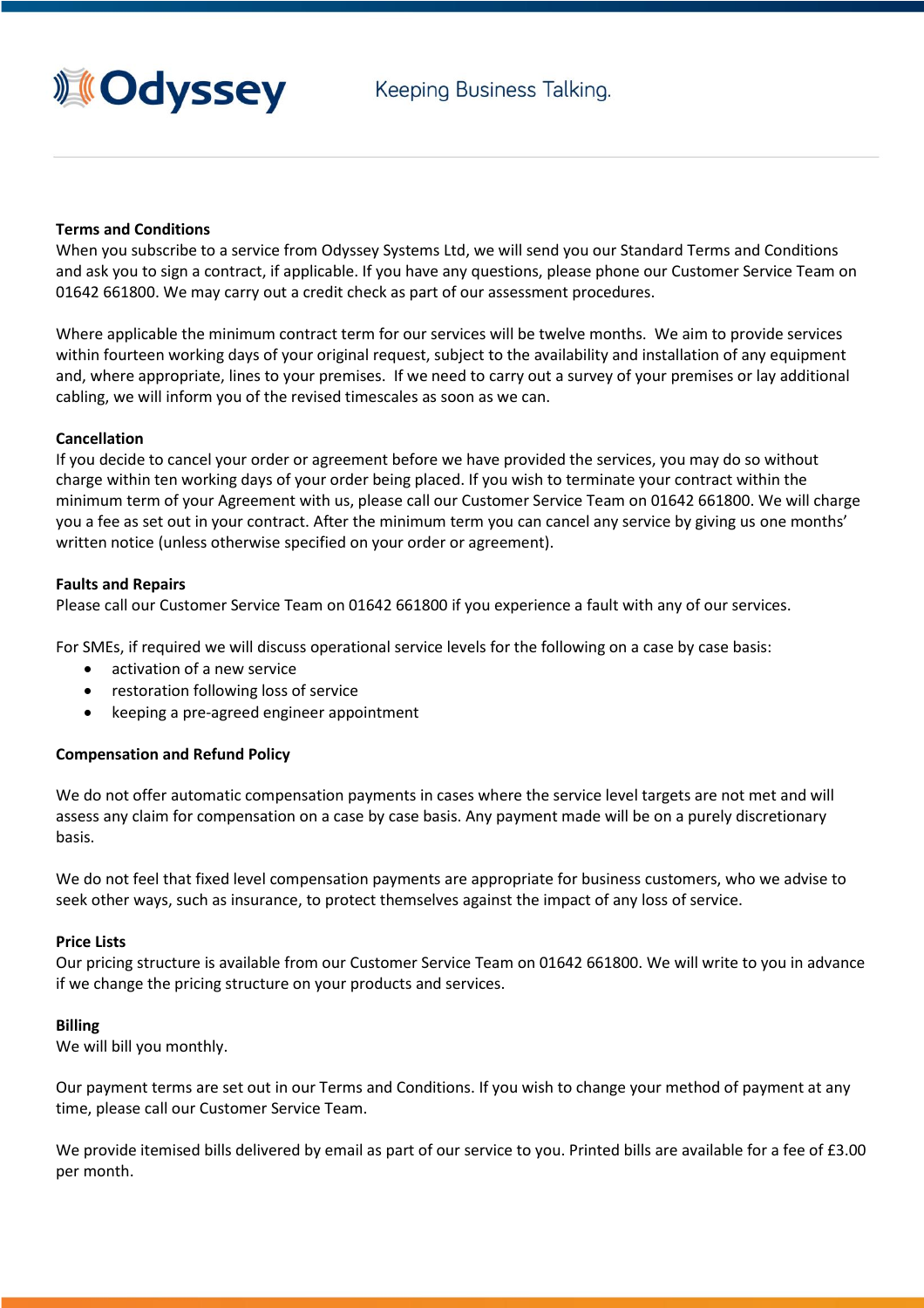**Terms and Conditions**

When you subscribe to a service from Odyssey Systems Ltd, we will send you our Standard Terms and Conditions and ask you to sign a contract, if applicable. If you have any questions, please phone our Customer Service Team on 01642 661800. We may carry out a credit check as part of our assessment procedures.

Where applicable the minimum contract term for our services will be twelve months. We aim to provide services within fourteen working days of your original request, subject to the availability and installation of any equipment and, where appropriate, lines to your premises. If we need to carry out a survey of your premises or lay additional cabling, we will inform you of the revised timescales as soon as we can.

**Cancellation**

If you decide to cancel your order or agreement before we have provided the services, you may do so without charge within ten working days of your order being placed. If you wish to terminate your contract within the minimum term of your Agreement with us, please call our Customer Service Team on 01642 661800. We will charge you a fee as set out in your contract. After the minimum term you can cancel any service by giving us one months' written notice (unless otherwise specified on your order or agreement).

**Faults and Repairs**

Please call our Customer Service Team on 01642 661800 if you experience a fault with any of our services.

For SMEs, if required we will discuss operational service levels for the following on a case by case basis:

- activation of a new service
- restoration following loss of service
- keeping a pre-agreed engineer appointment

**Compensation and Refund Policy**

We do not offer automatic compensation payments in cases where the service level targets are not met and will assess any claim for compensation on a case by case basis. Any payment made will be on a purely discretionary basis.

We do not feel that fixed level compensation payments are appropriate for business customers, who we advise to seek other ways, such as insurance, to protect themselves against the impact of any loss of service.

**Price Lists**

Our pricing structure is available from our Customer Service Team on 01642 661800. We will write to you in advance if we change the pricing structure on your products and services.

**Billing**

We will bill you monthly.

Our payment terms are set out in our Terms and Conditions. If you wish to change your method of payment at any time, please call our Customer Service Team.

We provide itemised bills delivered by email as part of our service to you. Printed bills are available for a fee of £3.00 per month.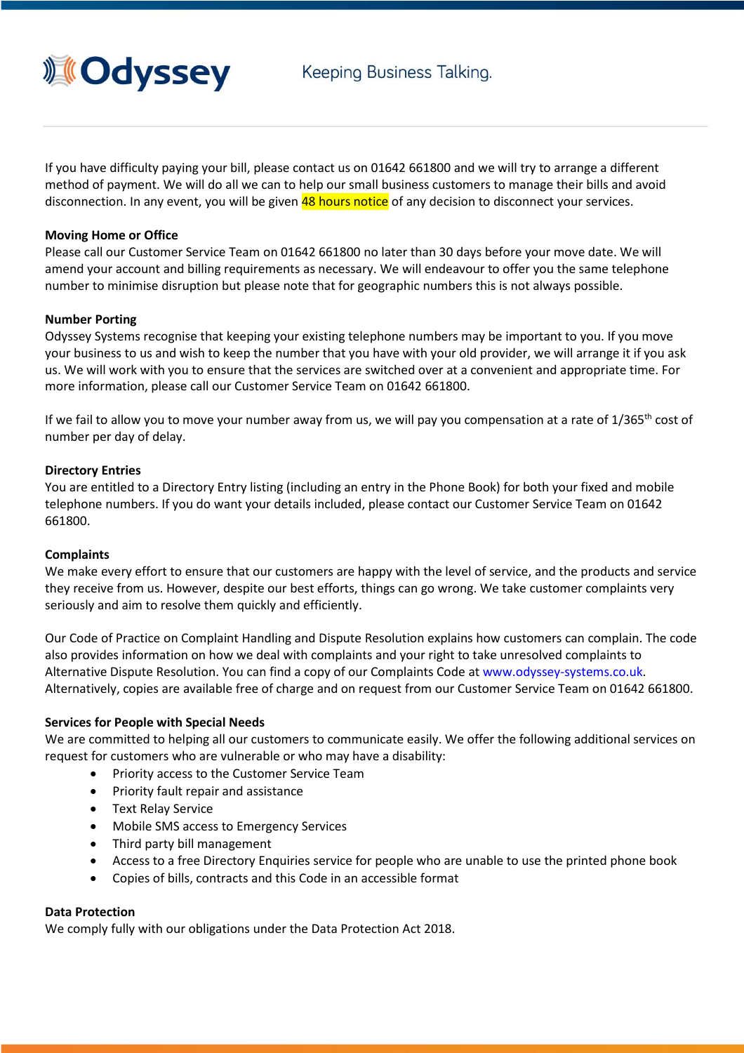If you have difficulty paying your bill, please contact us on 01642 661800 and we will try to arrange a different method of payment. We will do all we can to help our small business customers to manage their bills and avoid disconnection. In any event, you will be given 48 hours notice of any decision to disconnect your services.

**Moving Home or Office**

Please call our Customer Service Team on 01642 661800 no later than 30 days before your move date. We will amend your account and billing requirements as necessary. We will endeavour to offer you the same telephone number to minimise disruption but please note that for geographic numbers this is not always possible.

**Number Porting**

Odyssey Systems recognise that keeping your existing telephone numbers may be important to you. If you move your business to us and wish to keep the number that you have with your old provider, we will arrange it if you ask us. We will work with you to ensure that the services are switched over at a convenient and appropriate time. For more information, please call our Customer Service Team on 01642 661800.

If we fail to allow you to move your number away from us, we will pay you compensation at a rate of 1/365th cost of number per day of delay.

**Directory Entries**

You are entitled to a Directory Entry listing (including an entry in the Phone Book) for both your fixed and mobile telephone numbers. If you do want your details included, please contact our Customer Service Team on 01642 661800.

**Complaints**

We make every effort to ensure that our customers are happy with the level of service, and the products and service they receive from us. However, despite our best efforts, things can go wrong. We take customer complaints very seriously and aim to resolve them quickly and efficiently.

Our Code of Practice on Complaint Handling and Dispute Resolution explains how customers can complain. The code also provides information on how we deal with complaints and your right to take unresolved complaints to Alternative Dispute Resolution. You can find a copy of our Complaints Code at www.odyssey-systems.co.uk. Alternatively, copies are available free of charge and on request from our Customer Service Team on 01642 661800.

**Services for People with Special Needs**

We are committed to helping all our customers to communicate easily. We offer the following additional services on request for customers who are vulnerable or who may have a disability:

- Priority access to the Customer Service Team
- Priority fault repair and assistance
- Text Relay Service
- Mobile SMS access to Emergency Services
- Third party bill management
- Access to a free Directory Enquiries service for people who are unable to use the printed phone book
- Copies of bills, contracts and this Code in an accessible format

**Data Protection**

We comply fully with our obligations under the Data Protection Act 2018.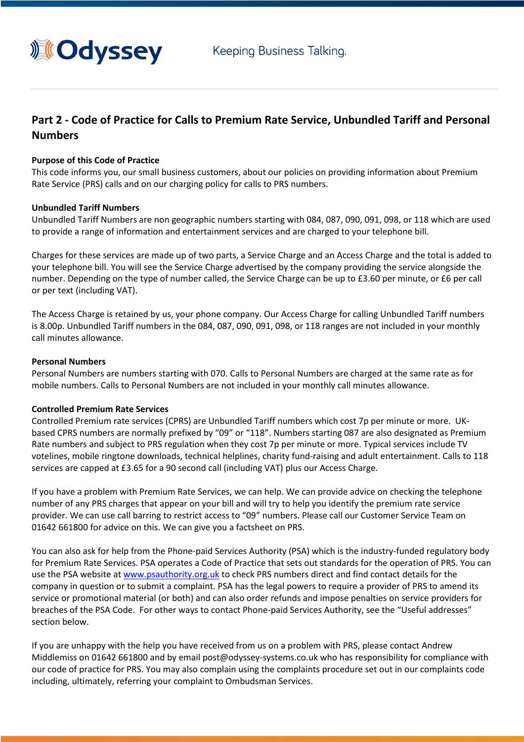## Part 2 - Code of Practice for Calls to Premium Rate Service, Unbundled Tariff and Personal Numbers

**Purpose of this Code of Practice**

This code informs you, our small business customers, about our policies on providing information about Premium Rate Service (PRS) calls and on our charging policy for calls to PRS numbers.

**Unbundled Tariff Numbers**

Unbundled Tariff Numbers are non geographic numbers starting with 084, 087, 090, 091, 098, or 118 which are used to provide a range of information and entertainment services and are charged to your telephone bill.

Charges for these services are made up of two parts, a Service Charge and an Access Charge and the total is added to your telephone bill. You will see the Service Charge advertised by the company providing the service alongside the number. Depending on the type of number called, the Service Charge can be up to £3.60 per minute, or £6 per call or per text (including VAT).

The Access Charge is retained by us, your phone company. Our Access Charge for calling Unbundled Tariff numbers is 8.00p. Unbundled Tariff numbers in the 084, 087, 090, 091, 098, or 118 ranges are not included in your monthly call minutes allowance.

**Personal Numbers**

Personal Numbers are numbers starting with 070. Calls to Personal Numbers are charged at the same rate as for mobile numbers. Calls to Personal Numbers are not included in your monthly call minutes allowance.

**Controlled Premium Rate Services**

Controlled Premium rate services (CPRS) are Unbundled Tariff numbers which cost 7p per minute or more. UK-based CPRS numbers are normally prefixed by "09" or "118". Numbers starting 087 are also designated as Premium Rate numbers and subject to PRS regulation when they cost 7p per minute or more. Typical services include TV votelines, mobile ringtone downloads, technical helplines, charity fund-raising and adult entertainment. Calls to 118 services are capped at £3.65 for a 90 second call (including VAT) plus our Access Charge.

If you have a problem with Premium Rate Services, we can help. We can provide advice on checking the telephone number of any PRS charges that appear on your bill and will try to help you identify the premium rate service provider. We can use call barring to restrict access to "09" numbers. Please call our Customer Service Team on 01642 661800 for advice on this. We can give you a factsheet on PRS.

You can also ask for help from the Phone-paid Services Authority (PSA) which is the industry-funded regulatory body for Premium Rate Services. PSA operates a Code of Practice that sets out standards for the operation of PRS. You can use the PSA website at [www.psauthority.org.uk](http://www.psauthority.org.uk) to check PRS numbers direct and find contact details for the company in question or to submit a complaint. PSA has the legal powers to require a provider of PRS to amend its service or promotional material (or both) and can also order refunds and impose penalties on service providers for breaches of the PSA Code. For other ways to contact Phone-paid Services Authority, see the "Useful addresses" section below.

If you are unhappy with the help you have received from us on a problem with PRS, please contact Andrew Middlemiss on 01642 661800 and by email post@odyssey-systems.co.uk who has responsibility for compliance with our code of practice for PRS. You may also complain using the complaints procedure set out in our complaints code including, ultimately, referring your complaint to Ombudsman Services.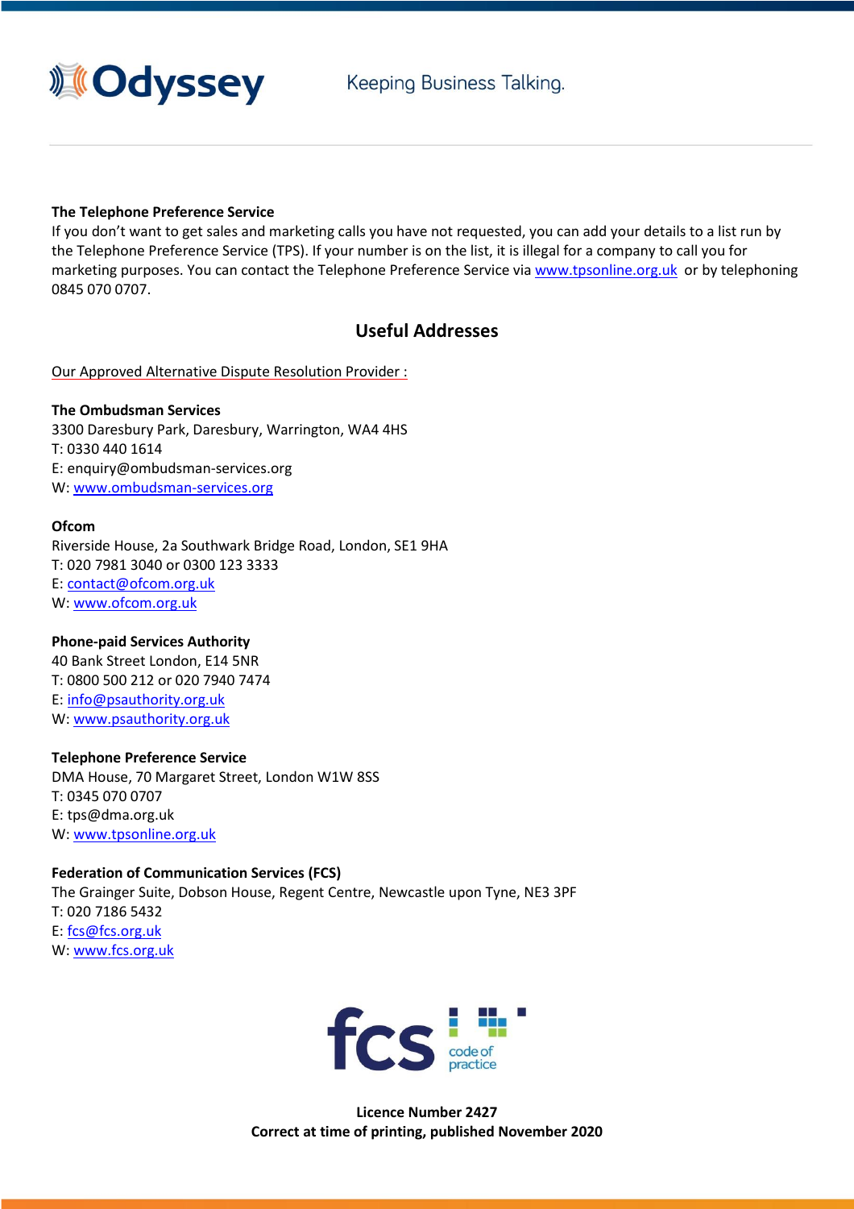**The Telephone Preference Service**

If you don't want to get sales and marketing calls you have not requested, you can add your details to a list run by the Telephone Preference Service (TPS). If your number is on the list, it is illegal for a company to call you for marketing purposes. You can contact the Telephone Preference Service via www.tpsonline.org.uk or by telephoning 0845 070 0707.

## Useful Addresses

Our Approved Alternative Dispute Resolution Provider :

**The Ombudsman Services**
3300 Daresbury Park, Daresbury, Warrington, WA4 4HS
T: 0330 440 1614
E: enquiry@ombudsman-services.org
W: www.ombudsman-services.org

**Ofcom**
Riverside House, 2a Southwark Bridge Road, London, SE1 9HA
T: 020 7981 3040 or 0300 123 3333
E: contact@ofcom.org.uk
W: www.ofcom.org.uk

**Phone-paid Services Authority**
40 Bank Street London, E14 5NR
T: 0800 500 212 or 020 7940 7474
E: info@psauthority.org.uk
W: www.psauthority.org.uk

**Telephone Preference Service**
DMA House, 70 Margaret Street, London W1W 8SS
T: 0345 070 0707
E: tps@dma.org.uk
W: www.tpsonline.org.uk

**Federation of Communication Services (FCS)**
The Grainger Suite, Dobson House, Regent Centre, Newcastle upon Tyne, NE3 3PF
T: 020 7186 5432
E: fcs@fcs.org.uk
W: www.fcs.org.uk

fcs code of practice

**Licence Number 2427**
**Correct at time of printing, published November 2020**